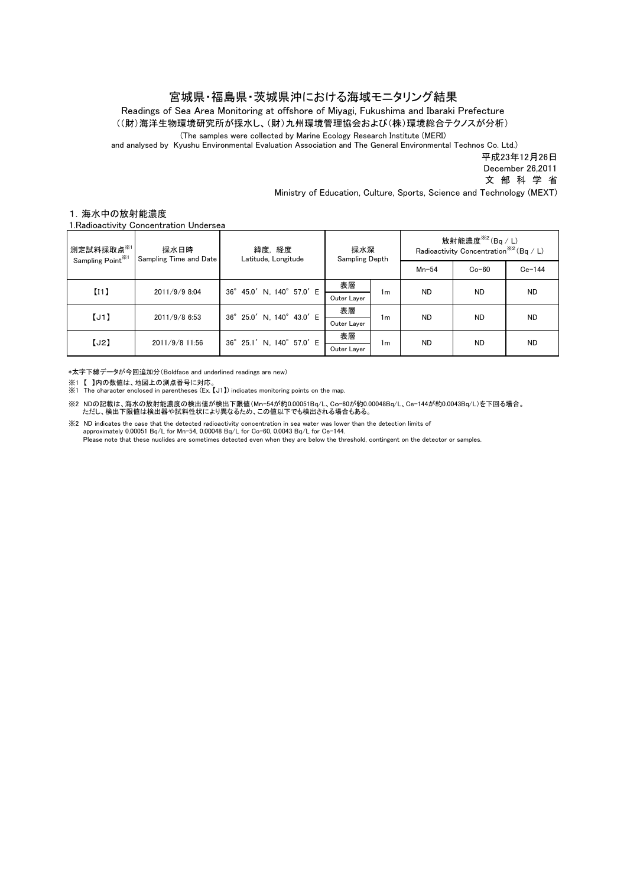# 宮城県・福島県・茨城県沖における海域モニタリング結果

Readings of Sea Area Monitoring at offshore of Miyagi, Fukushima and Ibaraki Prefecture

（(財)海洋生物環境研究所が採水し、(財)九州環境管理協会および(株)環境総合テクノスが分析）

(The samples were collected by Marine Ecology Research Institute (MERI) and analysed by Kyushu Environmental Evaluation Association and The General Environmental Technos Co. Ltd.)

平成23年12月26日
December 26,2011
文 部 科 学 省
Ministry of Education, Culture, Sports, Science and Technology (MEXT)

## 1. 海水中の放射能濃度

1.Radioactivity Concentration Undersea

| 測定試料採取点※1 Sampling Point※1 | 採水日時 Sampling Time and Date | 緯度，経度 Latitude, Longitude | 採水深 Sampling Depth | | 放射能濃度※2(Bq / L) Radioactivity Concentration※2(Bq / L) | | |
|---|---|---|---|---|---|---|---|
| | | | | | Mn-54 | Co-60 | Ce-144 |
| 【I1】 | 2011/9/9 8:04 | 36° 45.0' N, 140° 57.0' E | 表層 Outer Layer | 1m | ND | ND | ND |
| 【J1】 | 2011/9/8 6:53 | 36° 25.0' N, 140° 43.0' E | 表層 Outer Layer | 1m | ND | ND | ND |
| 【J2】 | 2011/9/8 11:56 | 36° 25.1' N, 140° 57.0' E | 表層 Outer Layer | 1m | ND | ND | ND |

*太字下線データが今回追加分（Boldface and underlined readings are new）

※1 【 】内の数値は、地図上の測点番号に対応。
※1 The character enclosed in parentheses (Ex. 【J1】) indicates monitoring points on the map.

※2 NDの記載は、海水の放射能濃度の検出値が検出下限値（Mn-54が約0.00051Bq/L、Co-60が約0.00048Bq/L、Ce-144が約0.0043Bq/L）を下回る場合。
ただし、検出下限値は検出器や試料性状により異なるため、この値以下でも検出される場合もある。

※2 ND indicates the case that the detected radioactivity concentration in sea water was lower than the detection limits of approximately 0.00051 Bq/L for Mn-54, 0.00048 Bq/L for Co-60, 0.0043 Bq/L for Ce-144.
Please note that these nuclides are sometimes detected even when they are below the threshold, contingent on the detector or samples.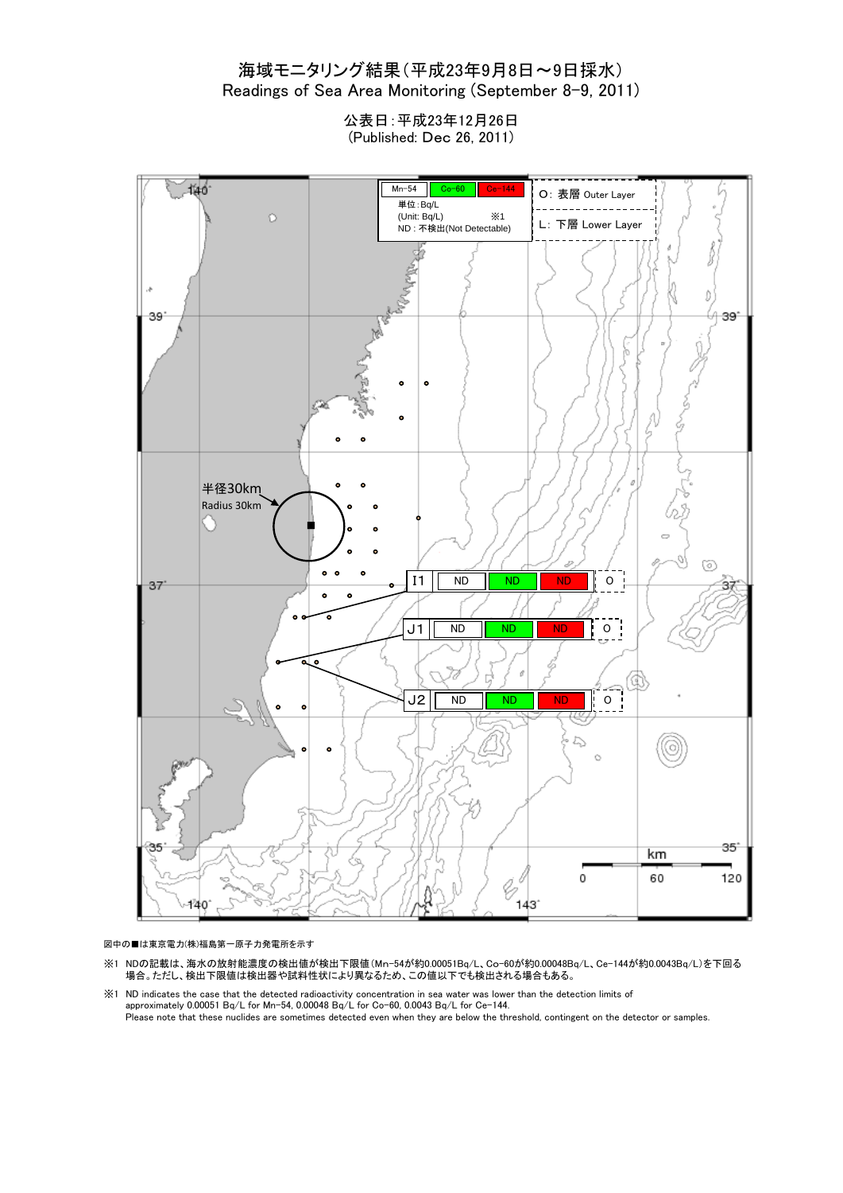# 海域モニタリング結果（平成23年9月8日～9日採水）
## Readings of Sea Area Monitoring (September 8-9, 2011)

公表日：平成23年12月26日
(Published: Dec 26, 2011)

Mn-54 | Co-60 | Ce-144
単位：Bq/L
(Unit: Bq/L) ※1
ND：不検出(Not Detectable)

O：表層 Outer Layer
L：下層 Lower Layer

半径30km
Radius 30km

I1 | ND | ND | ND | O

J1 | ND | ND | ND | O

J2 | ND | ND | ND | O

39° 37° 35° 140° 143°
km 0 60 120

図中の■は東京電力(株)福島第一原子力発電所を示す

※1 NDの記載は、海水の放射能濃度の検出値が検出下限値（Mn-54が約0.00051Bq/L、Co-60が約0.00048Bq/L、Ce-144が約0.0043Bq/L）を下回る場合。ただし、検出下限値は検出器や試料性状により異なるため、この値以下でも検出される場合もある。

※1 ND indicates the case that the detected radioactivity concentration in sea water was lower than the detection limits of approximately 0.00051 Bq/L for Mn-54, 0.00048 Bq/L for Co-60, 0.0043 Bq/L for Ce-144.
Please note that these nuclides are sometimes detected even when they are below the threshold, contingent on the detector or samples.